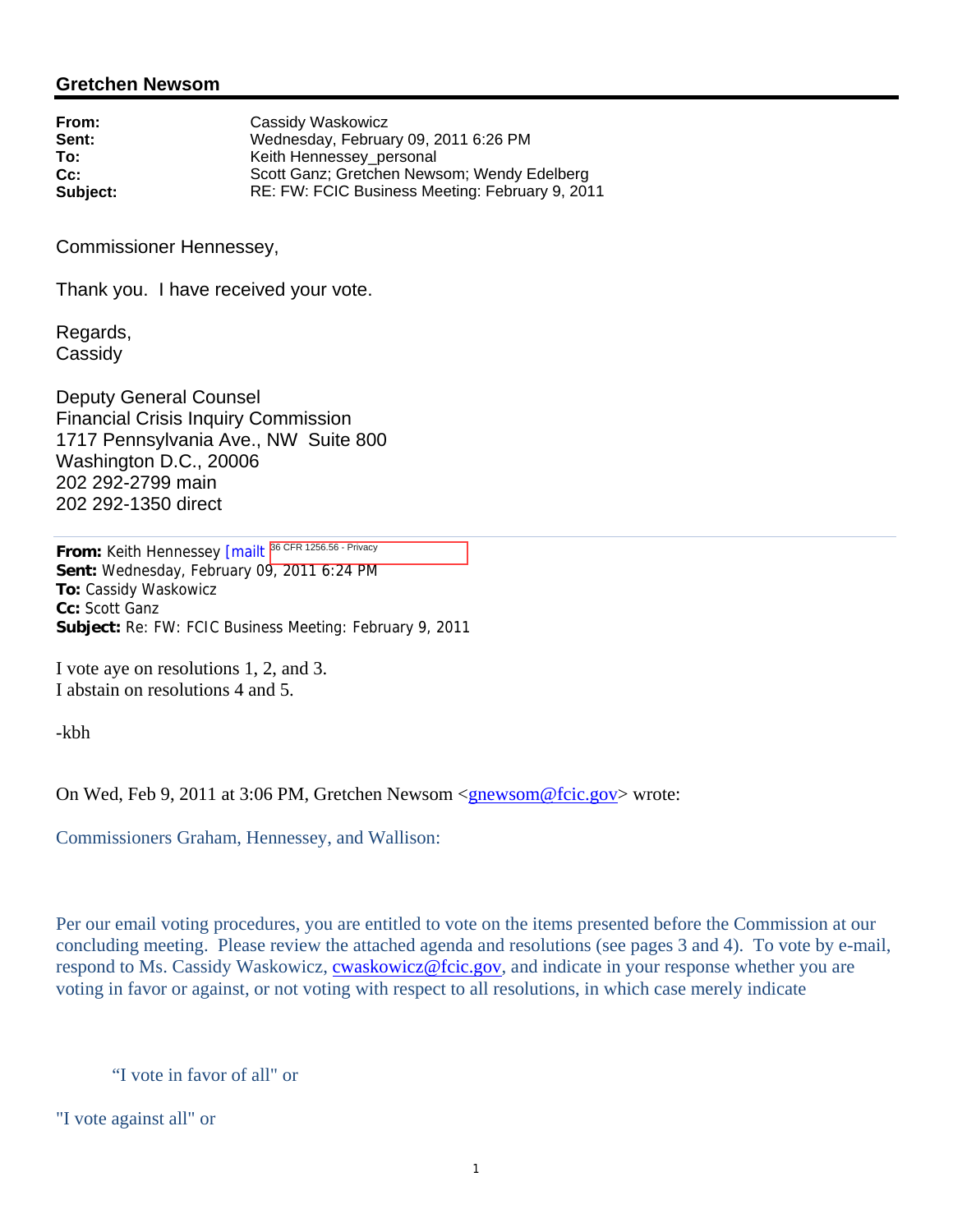## Gretchen Newsom

**From:** Cassidy Waskowicz
**Sent:** Wednesday, February 09, 2011 6:26 PM
**To:** Keith Hennessey_personal
**Cc:** Scott Ganz; Gretchen Newsom; Wendy Edelberg
**Subject:** RE: FW: FCIC Business Meeting: February 9, 2011

Commissioner Hennessey,

Thank you. I have received your vote.

Regards,
Cassidy

Deputy General Counsel
Financial Crisis Inquiry Commission
1717 Pennsylvania Ave., NW Suite 800
Washington D.C., 20006
202 292-2799 main
202 292-1350 direct

---

**From:** Keith Hennessey [mailt 36 CFR 1256.56 - Privacy
**Sent:** Wednesday, February 09, 2011 6:24 PM
**To:** Cassidy Waskowicz
**Cc:** Scott Ganz
**Subject:** Re: FW: FCIC Business Meeting: February 9, 2011

I vote aye on resolutions 1, 2, and 3.
I abstain on resolutions 4 and 5.

-kbh

On Wed, Feb 9, 2011 at 3:06 PM, Gretchen Newsom <gnewsom@fcic.gov> wrote:

Commissioners Graham, Hennessey, and Wallison:

Per our email voting procedures, you are entitled to vote on the items presented before the Commission at our concluding meeting. Please review the attached agenda and resolutions (see pages 3 and 4). To vote by e-mail, respond to Ms. Cassidy Waskowicz, cwaskowicz@fcic.gov, and indicate in your response whether you are voting in favor or against, or not voting with respect to all resolutions, in which case merely indicate

"I vote in favor of all" or

"I vote against all" or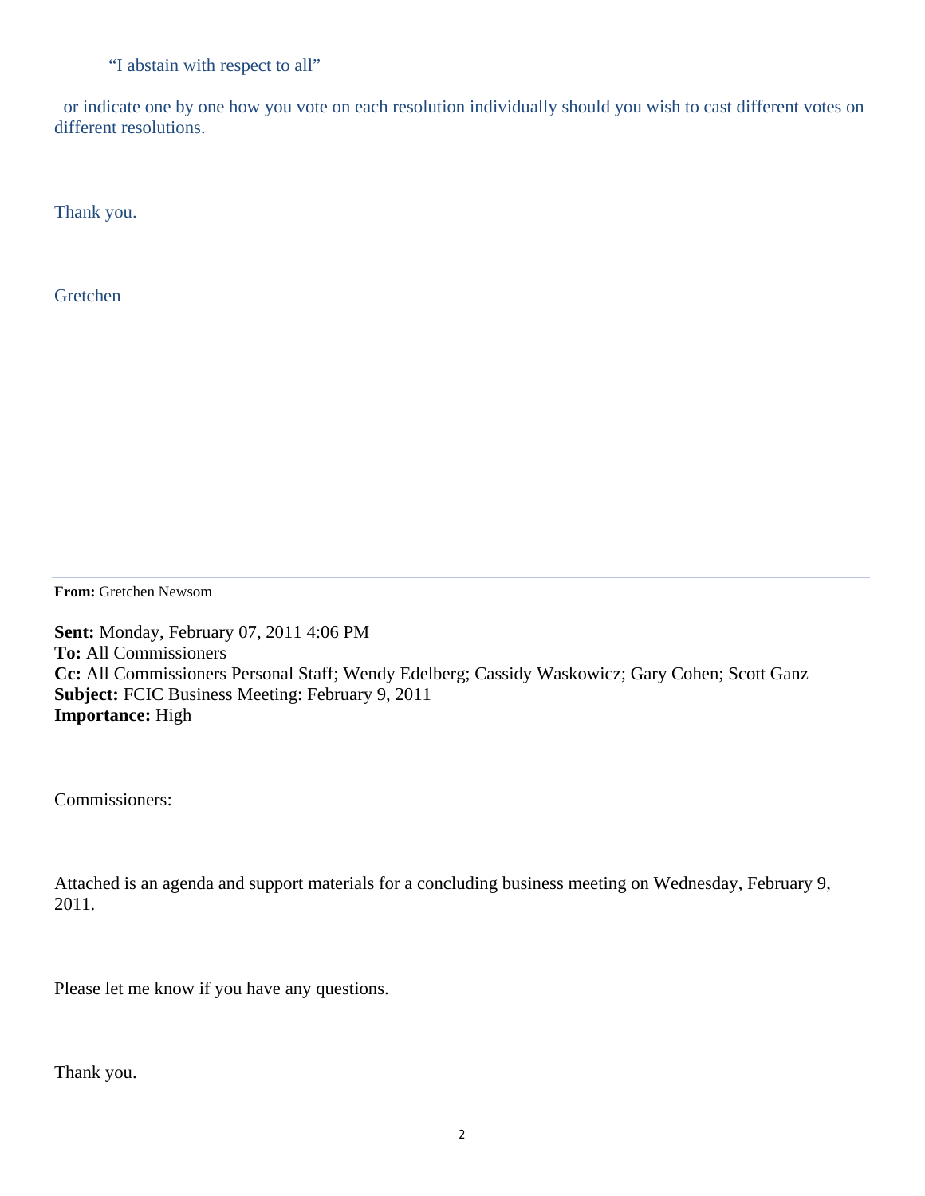“I abstain with respect to all”

or indicate one by one how you vote on each resolution individually should you wish to cast different votes on different resolutions.

Thank you.

Gretchen

---

**From:** Gretchen Newsom
**Sent:** Monday, February 07, 2011 4:06 PM
**To:** All Commissioners
**Cc:** All Commissioners Personal Staff; Wendy Edelberg; Cassidy Waskowicz; Gary Cohen; Scott Ganz
**Subject:** FCIC Business Meeting: February 9, 2011
**Importance:** High

Commissioners:

Attached is an agenda and support materials for a concluding business meeting on Wednesday, February 9, 2011.

Please let me know if you have any questions.

Thank you.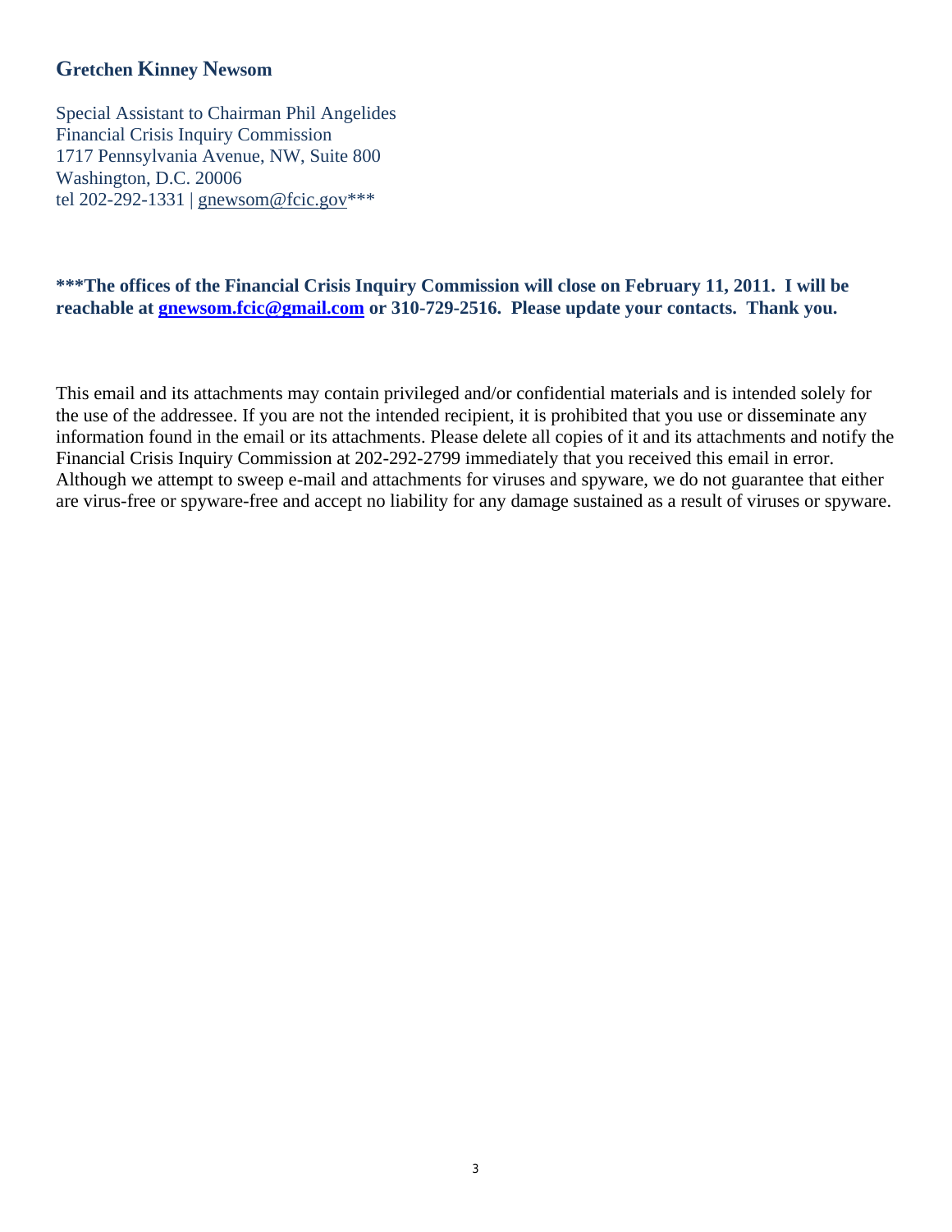**Gretchen Kinney Newsom**

Special Assistant to Chairman Phil Angelides
Financial Crisis Inquiry Commission
1717 Pennsylvania Avenue, NW, Suite 800
Washington, D.C. 20006
tel 202-292-1331 | gnewsom@fcic.gov***

**\*\*\*The offices of the Financial Crisis Inquiry Commission will close on February 11, 2011. I will be reachable at gnewsom.fcic@gmail.com or 310-729-2516. Please update your contacts. Thank you.**

This email and its attachments may contain privileged and/or confidential materials and is intended solely for the use of the addressee. If you are not the intended recipient, it is prohibited that you use or disseminate any information found in the email or its attachments. Please delete all copies of it and its attachments and notify the Financial Crisis Inquiry Commission at 202-292-2799 immediately that you received this email in error. Although we attempt to sweep e-mail and attachments for viruses and spyware, we do not guarantee that either are virus-free or spyware-free and accept no liability for any damage sustained as a result of viruses or spyware.